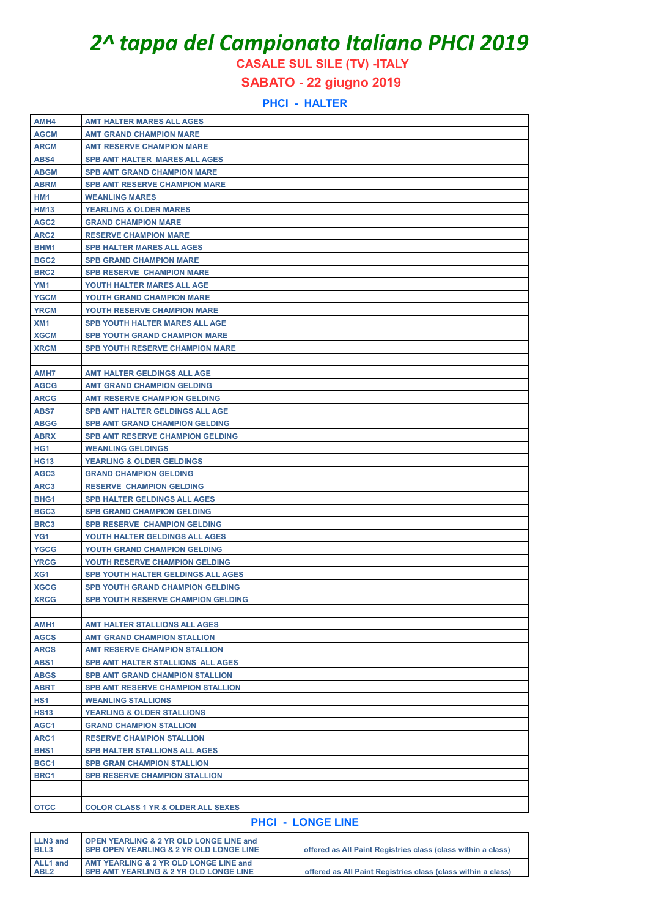# 2^ tappa del Campionato Italiano PHCI 2019

## CASALE SUL SILE (TV) -ITALY

## SABATO - 22 giugno 2019

### PHCI - HALTER

| | |
|---|---|
| AMH4 | AMT HALTER MARES ALL AGES |
| AGCM | AMT GRAND CHAMPION MARE |
| ARCM | AMT RESERVE CHAMPION MARE |
| ABS4 | SPB AMT HALTER MARES ALL AGES |
| ABGM | SPB AMT GRAND CHAMPION MARE |
| ABRM | SPB AMT RESERVE CHAMPION MARE |
| HM1 | WEANLING MARES |
| HM13 | YEARLING & OLDER MARES |
| AGC2 | GRAND CHAMPION MARE |
| ARC2 | RESERVE CHAMPION MARE |
| BHM1 | SPB HALTER MARES ALL AGES |
| BGC2 | SPB GRAND CHAMPION MARE |
| BRC2 | SPB RESERVE CHAMPION MARE |
| YM1 | YOUTH HALTER MARES ALL AGE |
| YGCM | YOUTH GRAND CHAMPION MARE |
| YRCM | YOUTH RESERVE CHAMPION MARE |
| XM1 | SPB YOUTH HALTER MARES ALL AGE |
| XGCM | SPB YOUTH GRAND CHAMPION MARE |
| XRCM | SPB YOUTH RESERVE CHAMPION MARE |
| | |
| AMH7 | AMT HALTER GELDINGS ALL AGE |
| AGCG | AMT GRAND CHAMPION GELDING |
| ARCG | AMT RESERVE CHAMPION GELDING |
| ABS7 | SPB AMT HALTER GELDINGS ALL AGE |
| ABGG | SPB AMT GRAND CHAMPION GELDING |
| ABRX | SPB AMT RESERVE CHAMPION GELDING |
| HG1 | WEANLING GELDINGS |
| HG13 | YEARLING & OLDER GELDINGS |
| AGC3 | GRAND CHAMPION GELDING |
| ARC3 | RESERVE CHAMPION GELDING |
| BHG1 | SPB HALTER GELDINGS ALL AGES |
| BGC3 | SPB GRAND CHAMPION GELDING |
| BRC3 | SPB RESERVE CHAMPION GELDING |
| YG1 | YOUTH HALTER GELDINGS ALL AGES |
| YGCG | YOUTH GRAND CHAMPION GELDING |
| YRCG | YOUTH RESERVE CHAMPION GELDING |
| XG1 | SPB YOUTH HALTER GELDINGS ALL AGES |
| XGCG | SPB YOUTH GRAND CHAMPION GELDING |
| XRCG | SPB YOUTH RESERVE CHAMPION GELDING |
| | |
| AMH1 | AMT HALTER STALLIONS ALL AGES |
| AGCS | AMT GRAND CHAMPION STALLION |
| ARCS | AMT RESERVE CHAMPION STALLION |
| ABS1 | SPB AMT HALTER STALLIONS ALL AGES |
| ABGS | SPB AMT GRAND CHAMPION STALLION |
| ABRT | SPB AMT RESERVE CHAMPION STALLION |
| HS1 | WEANLING STALLIONS |
| HS13 | YEARLING & OLDER STALLIONS |
| AGC1 | GRAND CHAMPION STALLION |
| ARC1 | RESERVE CHAMPION STALLION |
| BHS1 | SPB HALTER STALLIONS ALL AGES |
| BGC1 | SPB GRAN CHAMPION STALLION |
| BRC1 | SPB RESERVE CHAMPION STALLION |
| | |
| OTCC | COLOR CLASS 1 YR & OLDER ALL SEXES |

### PHCI - LONGE LINE

| | | |
|---|---|---|
| LLN3 and BLL3 | OPEN YEARLING & 2 YR OLD LONGE LINE and SPB OPEN YEARLING & 2 YR OLD LONGE LINE | offered as All Paint Registries class (class within a class) |
| ALL1 and ABL2 | AMT YEARLING & 2 YR OLD LONGE LINE and SPB AMT YEARLING & 2 YR OLD LONGE LINE | offered as All Paint Registries class (class within a class) |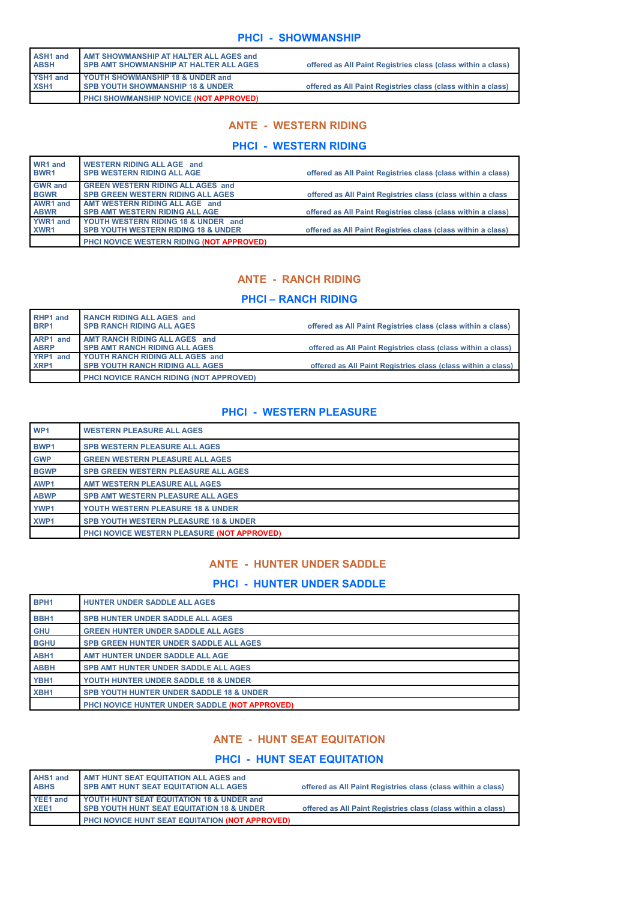## PHCI - SHOWMANSHIP

| | | |
|---|---|---|
| ASH1 and ABSH | AMT SHOWMANSHIP AT HALTER ALL AGES and SPB AMT SHOWMANSHIP AT HALTER ALL AGES | offered as All Paint Registries class (class within a class) |
| YSH1 and XSH1 | YOUTH SHOWMANSHIP 18 & UNDER and SPB YOUTH SHOWMANSHIP 18 & UNDER | offered as All Paint Registries class (class within a class) |
| | PHCI SHOWMANSHIP NOVICE (NOT APPROVED) | |

## ANTE - WESTERN RIDING

## PHCI - WESTERN RIDING

| | | |
|---|---|---|
| WR1 and BWR1 | WESTERN RIDING ALL AGE and SPB WESTERN RIDING ALL AGE | offered as All Paint Registries class (class within a class) |
| GWR and BGWR | GREEN WESTERN RIDING ALL AGES and SPB GREEN WESTERN RIDING ALL AGES | offered as All Paint Registries class (class within a class |
| AWR1 and ABWR | AMT WESTERN RIDING ALL AGE and SPB AMT WESTERN RIDING ALL AGE | offered as All Paint Registries class (class within a class) |
| YWR1 and XWR1 | YOUTH WESTERN RIDING 18 & UNDER and SPB YOUTH WESTERN RIDING 18 & UNDER | offered as All Paint Registries class (class within a class) |
| | PHCI NOVICE WESTERN RIDING (NOT APPROVED) | |

## ANTE - RANCH RIDING

## PHCI – RANCH RIDING

| | | |
|---|---|---|
| RHP1 and BRP1 | RANCH RIDING ALL AGES and SPB RANCH RIDING ALL AGES | offered as All Paint Registries class (class within a class) |
| ARP1 and ABRP | AMT RANCH RIDING ALL AGES and SPB AMT RANCH RIDING ALL AGES | offered as All Paint Registries class (class within a class) |
| YRP1 and XRP1 | YOUTH RANCH RIDING ALL AGES and SPB YOUTH RANCH RIDING ALL AGES | offered as All Paint Registries class (class within a class) |
| | PHCI NOVICE RANCH RIDING (NOT APPROVED) | |

## PHCI - WESTERN PLEASURE

| | |
|---|---|
| WP1 | WESTERN PLEASURE ALL AGES |
| BWP1 | SPB WESTERN PLEASURE ALL AGES |
| GWP | GREEN WESTERN PLEASURE ALL AGES |
| BGWP | SPB GREEN WESTERN PLEASURE ALL AGES |
| AWP1 | AMT WESTERN PLEASURE ALL AGES |
| ABWP | SPB AMT WESTERN PLEASURE ALL AGES |
| YWP1 | YOUTH WESTERN PLEASURE 18 & UNDER |
| XWP1 | SPB YOUTH WESTERN PLEASURE 18 & UNDER |
| | PHCI NOVICE WESTERN PLEASURE (NOT APPROVED) |

## ANTE - HUNTER UNDER SADDLE

## PHCI - HUNTER UNDER SADDLE

| | |
|---|---|
| BPH1 | HUNTER UNDER SADDLE ALL AGES |
| BBH1 | SPB HUNTER UNDER SADDLE ALL AGES |
| GHU | GREEN HUNTER UNDER SADDLE ALL AGES |
| BGHU | SPB GREEN HUNTER UNDER SADDLE ALL AGES |
| ABH1 | AMT HUNTER UNDER SADDLE ALL AGE |
| ABBH | SPB AMT HUNTER UNDER SADDLE ALL AGES |
| YBH1 | YOUTH HUNTER UNDER SADDLE 18 & UNDER |
| XBH1 | SPB YOUTH HUNTER UNDER SADDLE 18 & UNDER |
| | PHCI NOVICE HUNTER UNDER SADDLE (NOT APPROVED) |

## ANTE - HUNT SEAT EQUITATION

## PHCI - HUNT SEAT EQUITATION

| | | |
|---|---|---|
| AHS1 and ABHS | AMT HUNT SEAT EQUITATION ALL AGES and SPB AMT HUNT SEAT EQUITATION ALL AGES | offered as All Paint Registries class (class within a class) |
| YEE1 and XEE1 | YOUTH HUNT SEAT EQUITATION 18 & UNDER and SPB YOUTH HUNT SEAT EQUITATION 18 & UNDER | offered as All Paint Registries class (class within a class) |
| | PHCI NOVICE HUNT SEAT EQUITATION (NOT APPROVED) | |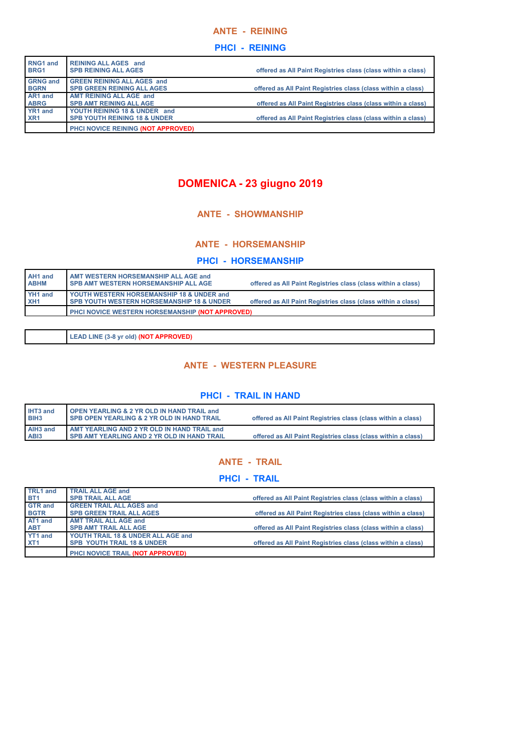## ANTE - REINING

## PHCI - REINING

| | | |
|---|---|---|
| RNG1 and BRG1 | REINING ALL AGES and SPB REINING ALL AGES | offered as All Paint Registries class (class within a class) |
| GRNG and BGRN | GREEN REINING ALL AGES and SPB GREEN REINING ALL AGES | offered as All Paint Registries class (class within a class) |
| AR1 and ABRG | AMT REINING ALL AGE and SPB AMT REINING ALL AGE | offered as All Paint Registries class (class within a class) |
| YR1 and XR1 | YOUTH REINING 18 & UNDER and SPB YOUTH REINING 18 & UNDER | offered as All Paint Registries class (class within a class) |
| | PHCI NOVICE REINING (NOT APPROVED) | |

# DOMENICA - 23 giugno 2019

## ANTE - SHOWMANSHIP

## ANTE - HORSEMANSHIP

## PHCI - HORSEMANSHIP

| | | |
|---|---|---|
| AH1 and ABHM | AMT WESTERN HORSEMANSHIP ALL AGE and SPB AMT WESTERN HORSEMANSHIP ALL AGE | offered as All Paint Registries class (class within a class) |
| YH1 and XH1 | YOUTH WESTERN HORSEMANSHIP 18 & UNDER and SPB YOUTH WESTERN HORSEMANSHIP 18 & UNDER | offered as All Paint Registries class (class within a class) |
| | PHCI NOVICE WESTERN HORSEMANSHIP (NOT APPROVED) | |

| | |
|---|---|
| | LEAD LINE (3-8 yr old) (NOT APPROVED) |

## ANTE - WESTERN PLEASURE

## PHCI - TRAIL IN HAND

| | | |
|---|---|---|
| IHT3 and BIH3 | OPEN YEARLING & 2 YR OLD IN HAND TRAIL and SPB OPEN YEARLING & 2 YR OLD IN HAND TRAIL | offered as All Paint Registries class (class within a class) |
| AIH3 and ABI3 | AMT YEARLING AND 2 YR OLD IN HAND TRAIL and SPB AMT YEARLING AND 2 YR OLD IN HAND TRAIL | offered as All Paint Registries class (class within a class) |

## ANTE - TRAIL

## PHCI - TRAIL

| | | |
|---|---|---|
| TRL1 and BT1 | TRAIL ALL AGE and SPB TRAIL ALL AGE | offered as All Paint Registries class (class within a class) |
| GTR and BGTR | GREEN TRAIL ALL AGES and SPB GREEN TRAIL ALL AGES | offered as All Paint Registries class (class within a class) |
| AT1 and ABT | AMT TRAIL ALL AGE and SPB AMT TRAIL ALL AGE | offered as All Paint Registries class (class within a class) |
| YT1 and XT1 | YOUTH TRAIL 18 & UNDER ALL AGE and SPB YOUTH TRAIL 18 & UNDER | offered as All Paint Registries class (class within a class) |
| | PHCI NOVICE TRAIL (NOT APPROVED) | |